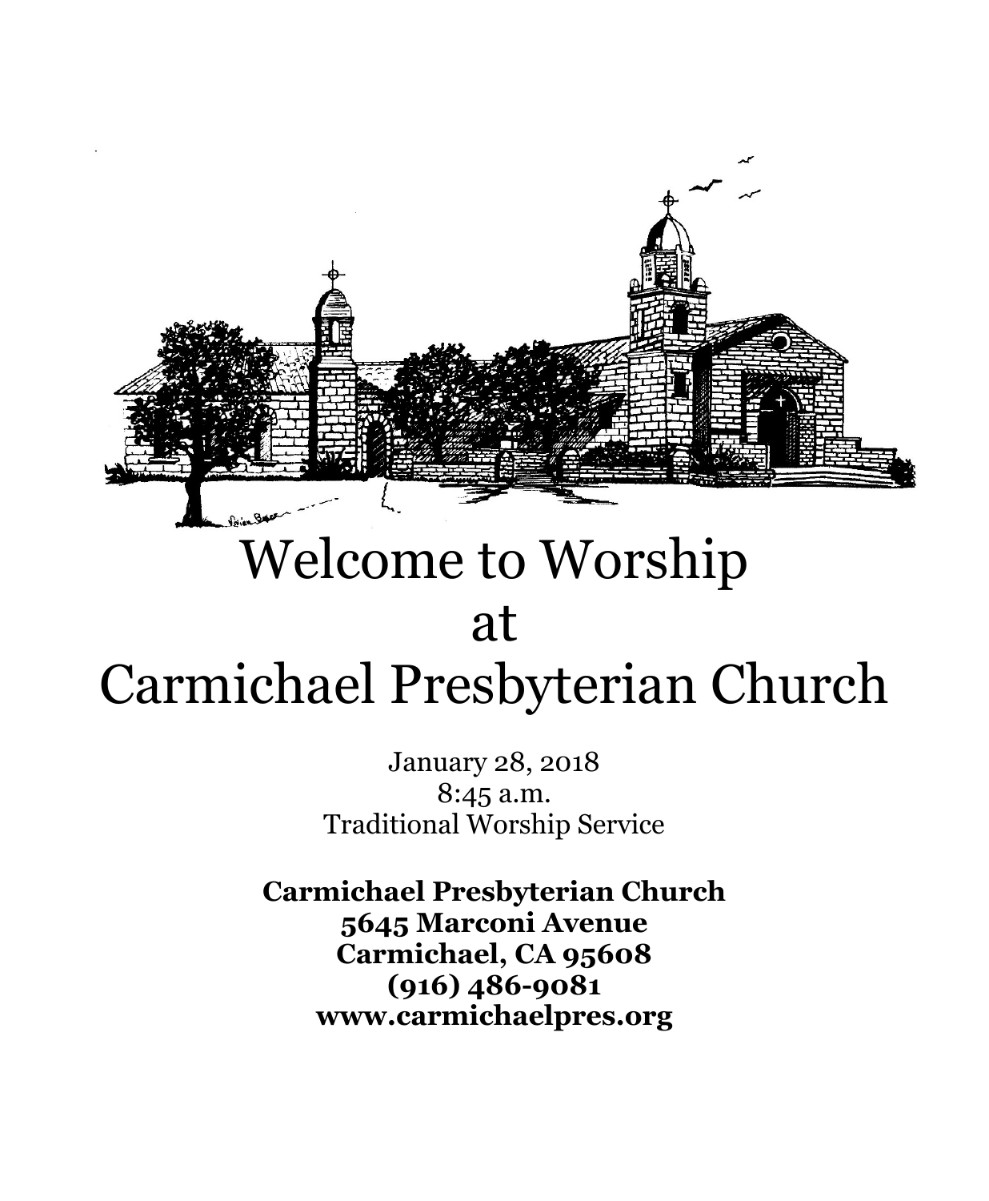# Welcome to Worship at Carmichael Presbyterian Church

January 28, 2018
8:45 a.m.
Traditional Worship Service

**Carmichael Presbyterian Church**
**5645 Marconi Avenue**
**Carmichael, CA 95608**
**(916) 486-9081**
**www.carmichaelpres.org**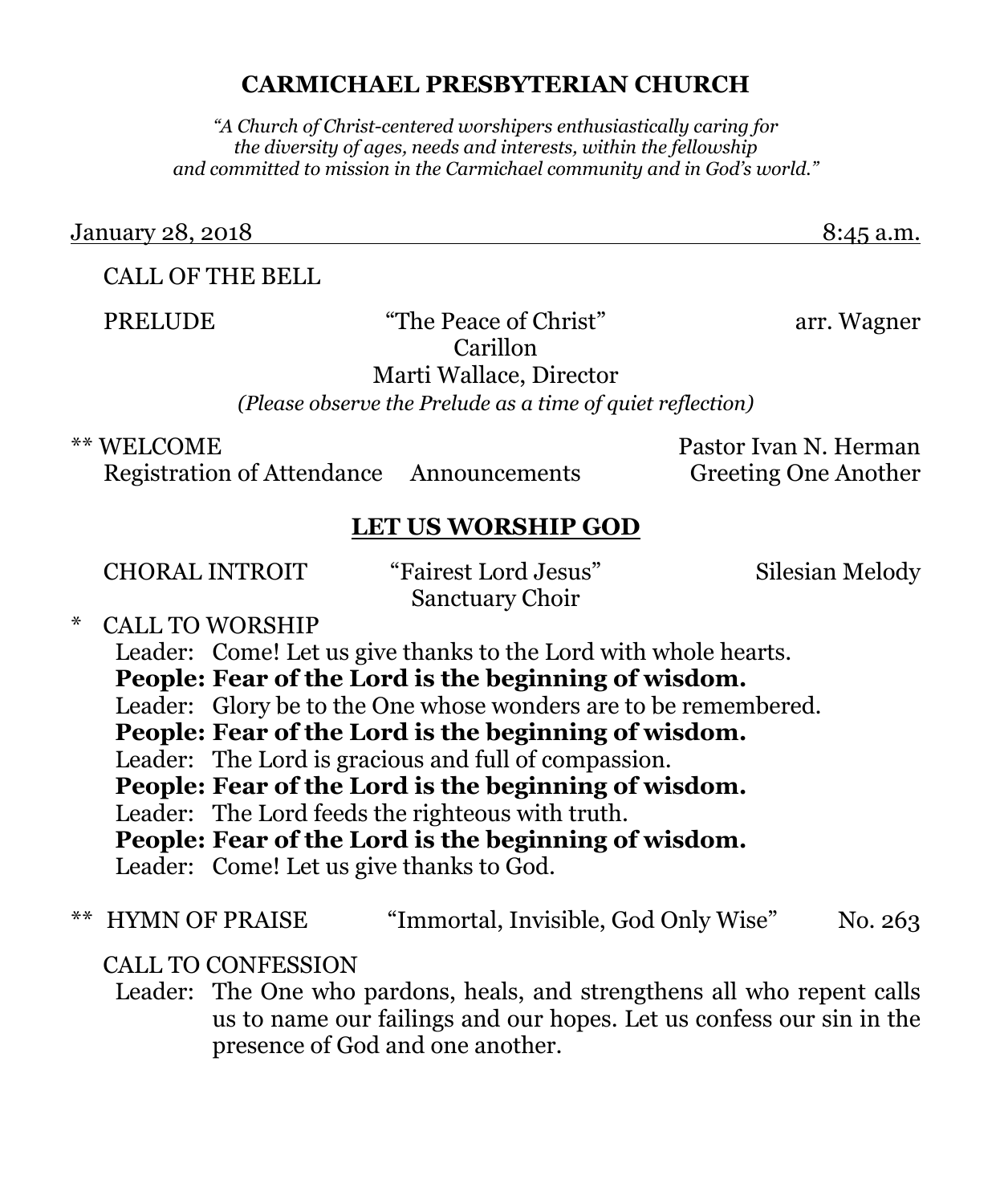# CARMICHAEL PRESBYTERIAN CHURCH

*"A Church of Christ-centered worshipers enthusiastically caring for the diversity of ages, needs and interests, within the fellowship and committed to mission in the Carmichael community and in God's world."*

January 28, 2018 — 8:45 a.m.

CALL OF THE BELL

PRELUDE — "The Peace of Christ" — arr. Wagner
Carillon
Marti Wallace, Director
*(Please observe the Prelude as a time of quiet reflection)*

** WELCOME — Pastor Ivan N. Herman
Registration of Attendance — Announcements — Greeting One Another

## LET US WORSHIP GOD

CHORAL INTROIT — "Fairest Lord Jesus" — Silesian Melody
Sanctuary Choir

\* CALL TO WORSHIP

Leader: Come! Let us give thanks to the Lord with whole hearts.
**People: Fear of the Lord is the beginning of wisdom.**
Leader: Glory be to the One whose wonders are to be remembered.
**People: Fear of the Lord is the beginning of wisdom.**
Leader: The Lord is gracious and full of compassion.
**People: Fear of the Lord is the beginning of wisdom.**
Leader: The Lord feeds the righteous with truth.
**People: Fear of the Lord is the beginning of wisdom.**
Leader: Come! Let us give thanks to God.

** HYMN OF PRAISE — "Immortal, Invisible, God Only Wise" — No. 263

CALL TO CONFESSION

Leader: The One who pardons, heals, and strengthens all who repent calls us to name our failings and our hopes. Let us confess our sin in the presence of God and one another.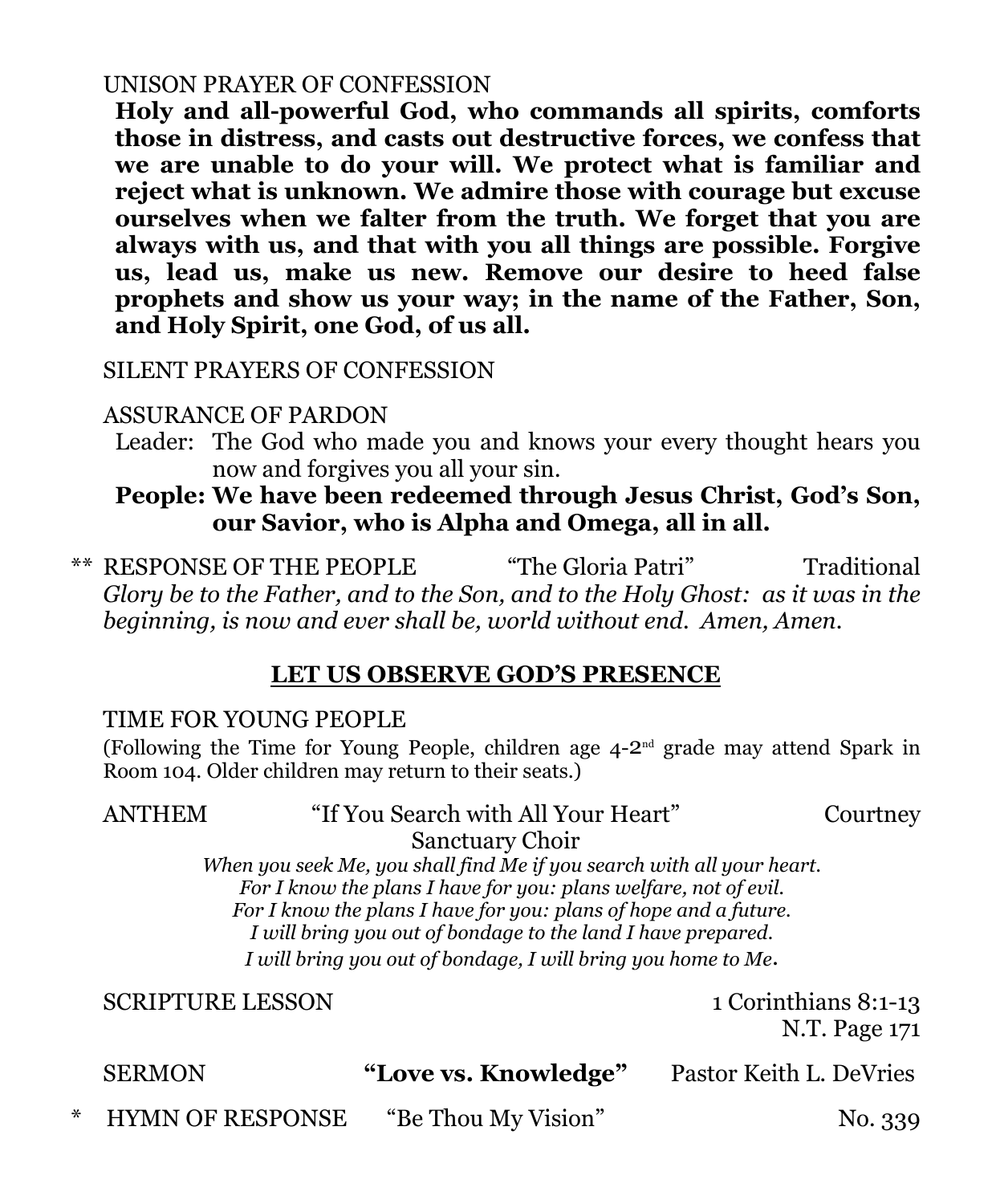UNISON PRAYER OF CONFESSION

**Holy and all-powerful God, who commands all spirits, comforts those in distress, and casts out destructive forces, we confess that we are unable to do your will. We protect what is familiar and reject what is unknown. We admire those with courage but excuse ourselves when we falter from the truth. We forget that you are always with us, and that with you all things are possible. Forgive us, lead us, make us new. Remove our desire to heed false prophets and show us your way; in the name of the Father, Son, and Holy Spirit, one God, of us all.**

SILENT PRAYERS OF CONFESSION

ASSURANCE OF PARDON

Leader: The God who made you and knows your every thought hears you now and forgives you all your sin.

**People: We have been redeemed through Jesus Christ, God's Son, our Savior, who is Alpha and Omega, all in all.**

** RESPONSE OF THE PEOPLE "The Gloria Patri" Traditional

*Glory be to the Father, and to the Son, and to the Holy Ghost: as it was in the beginning, is now and ever shall be, world without end. Amen, Amen.*

## **LET US OBSERVE GOD'S PRESENCE**

TIME FOR YOUNG PEOPLE

(Following the Time for Young People, children age 4-2nd grade may attend Spark in Room 104. Older children may return to their seats.)

ANTHEM "If You Search with All Your Heart" Courtney

Sanctuary Choir

*When you seek Me, you shall find Me if you search with all your heart.*
*For I know the plans I have for you: plans welfare, not of evil.*
*For I know the plans I have for you: plans of hope and a future.*
*I will bring you out of bondage to the land I have prepared.*
*I will bring you out of bondage, I will bring you home to Me.*

SCRIPTURE LESSON 1 Corinthians 8:1-13
N.T. Page 171

SERMON **"Love vs. Knowledge"** Pastor Keith L. DeVries

* HYMN OF RESPONSE "Be Thou My Vision" No. 339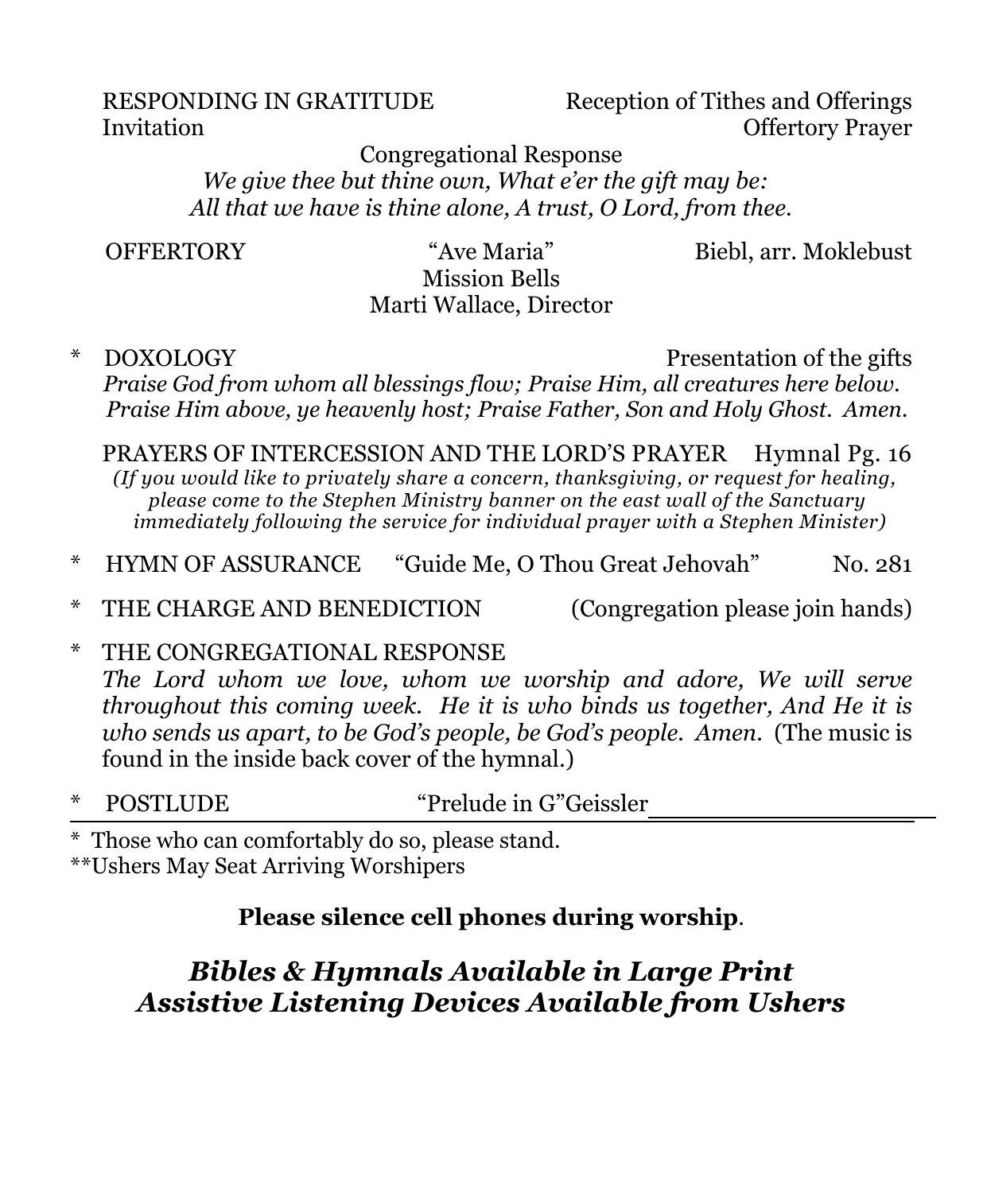RESPONDING IN GRATITUDE Reception of Tithes and Offerings

Invitation Offertory Prayer

Congregational Response

*We give thee but thine own, What e'er the gift may be:*
*All that we have is thine alone, A trust, O Lord, from thee.*

OFFERTORY "Ave Maria" Biebl, arr. Moklebust

Mission Bells

Marti Wallace, Director

\* DOXOLOGY Presentation of the gifts

*Praise God from whom all blessings flow; Praise Him, all creatures here below.*
*Praise Him above, ye heavenly host; Praise Father, Son and Holy Ghost. Amen.*

PRAYERS OF INTERCESSION AND THE LORD'S PRAYER Hymnal Pg. 16

*(If you would like to privately share a concern, thanksgiving, or request for healing, please come to the Stephen Ministry banner on the east wall of the Sanctuary immediately following the service for individual prayer with a Stephen Minister)*

\* HYMN OF ASSURANCE "Guide Me, O Thou Great Jehovah" No. 281

\* THE CHARGE AND BENEDICTION (Congregation please join hands)

\* THE CONGREGATIONAL RESPONSE

*The Lord whom we love, whom we worship and adore, We will serve throughout this coming week. He it is who binds us together, And He it is who sends us apart, to be God's people, be God's people. Amen.* (The music is found in the inside back cover of the hymnal.)

\* POSTLUDE "Prelude in G" Geissler

---

\* Those who can comfortably do so, please stand.

\*\*Ushers May Seat Arriving Worshipers

**Please silence cell phones during worship**.

***Bibles & Hymnals Available in Large Print***
***Assistive Listening Devices Available from Ushers***